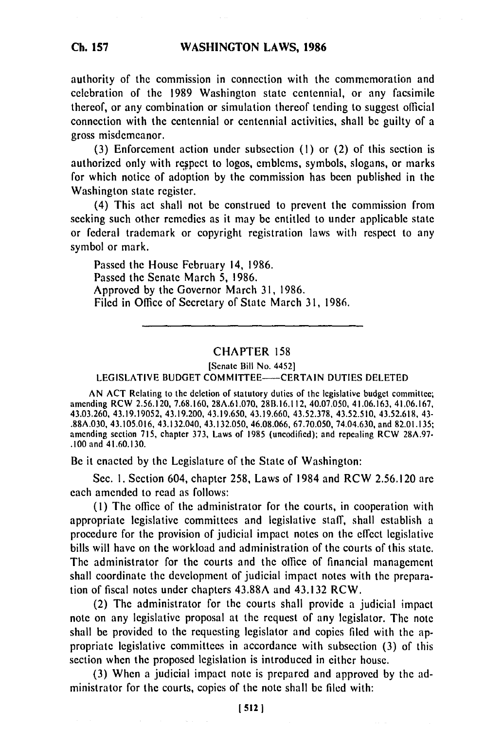authority of the commission in connection with the commemoration and celebration of the 1989 Washington state centennial, or any facsimile thereof, or any combination or simulation thereof tending to suggest official connection with the centennial or centennial activities, shall be guilty of a gross misdemeanor.

(3) Enforcement action under subsection (1) or (2) of this section is authorized only with respect to logos, emblems, symbols, slogans, or marks for which notice of adoption by the commission has been published in the Washington state register.

(4) This act shall not be construed to prevent the commission from seeking such other remedies as it may be entitled to under applicable state or federal trademark or copyright registration laws with respect to any symbol or mark.

Passed the House February 14, 1986.
Passed the Senate March 5, 1986.
Approved by the Governor March 31, 1986.
Filed in Office of Secretary of State March 31, 1986.

---

## CHAPTER 158

[Senate Bill No. 4452]

LEGISLATIVE BUDGET COMMITTEE——CERTAIN DUTIES DELETED

AN ACT Relating to the deletion of statutory duties of the legislative budget committee; amending RCW 2.56.120, 7.68.160, 28A.61.070, 28B.16.112, 40.07.050, 41.06.163, 41.06.167, 43.03.260, 43.19.19052, 43.19.200, 43.19.650, 43.19.660, 43.52.378, 43.52.510, 43.52.618, 43.88A.030, 43.105.016, 43.132.040, 43.132.050, 46.08.066, 67.70.050, 74.04.630, and 82.01.135; amending section 715, chapter 373, Laws of 1985 (uncodified); and repealing RCW 28A.97.100 and 41.60.130.

Be it enacted by the Legislature of the State of Washington:

Sec. 1. Section 604, chapter 258, Laws of 1984 and RCW 2.56.120 are each amended to read as follows:

(1) The office of the administrator for the courts, in cooperation with appropriate legislative committees and legislative staff, shall establish a procedure for the provision of judicial impact notes on the effect legislative bills will have on the workload and administration of the courts of this state. The administrator for the courts and the office of financial management shall coordinate the development of judicial impact notes with the preparation of fiscal notes under chapters 43.88A and 43.132 RCW.

(2) The administrator for the courts shall provide a judicial impact note on any legislative proposal at the request of any legislator. The note shall be provided to the requesting legislator and copies filed with the appropriate legislative committees in accordance with subsection (3) of this section when the proposed legislation is introduced in either house.

(3) When a judicial impact note is prepared and approved by the administrator for the courts, copies of the note shall be filed with: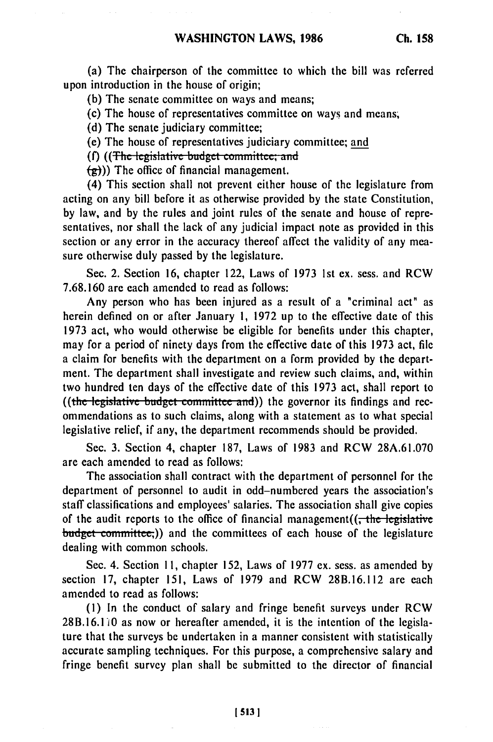(a) The chairperson of the committee to which the bill was referred upon introduction in the house of origin;

(b) The senate committee on ways and means;

(c) The house of representatives committee on ways and means;

(d) The senate judiciary committee;

(e) The house of representatives judiciary committee; and

(f) ((~~The legislative budget committee; and~~

~~(g)~~)) The office of financial management.

(4) This section shall not prevent either house of the legislature from acting on any bill before it as otherwise provided by the state Constitution, by law, and by the rules and joint rules of the senate and house of representatives, nor shall the lack of any judicial impact note as provided in this section or any error in the accuracy thereof affect the validity of any measure otherwise duly passed by the legislature.

Sec. 2. Section 16, chapter 122, Laws of 1973 1st ex. sess. and RCW 7.68.160 are each amended to read as follows:

Any person who has been injured as a result of a "criminal act" as herein defined on or after January 1, 1972 up to the effective date of this 1973 act, who would otherwise be eligible for benefits under this chapter, may for a period of ninety days from the effective date of this 1973 act, file a claim for benefits with the department on a form provided by the department. The department shall investigate and review such claims, and, within two hundred ten days of the effective date of this 1973 act, shall report to ((~~the legislative budget committee and~~)) the governor its findings and recommendations as to such claims, along with a statement as to what special legislative relief, if any, the department recommends should be provided.

Sec. 3. Section 4, chapter 187, Laws of 1983 and RCW 28A.61.070 are each amended to read as follows:

The association shall contract with the department of personnel for the department of personnel to audit in odd-numbered years the association's staff classifications and employees' salaries. The association shall give copies of the audit reports to the office of financial management((~~, the legislative budget committee,~~)) and the committees of each house of the legislature dealing with common schools.

Sec. 4. Section 11, chapter 152, Laws of 1977 ex. sess. as amended by section 17, chapter 151, Laws of 1979 and RCW 28B.16.112 are each amended to read as follows:

(1) In the conduct of salary and fringe benefit surveys under RCW 28B.16.110 as now or hereafter amended, it is the intention of the legislature that the surveys be undertaken in a manner consistent with statistically accurate sampling techniques. For this purpose, a comprehensive salary and fringe benefit survey plan shall be submitted to the director of financial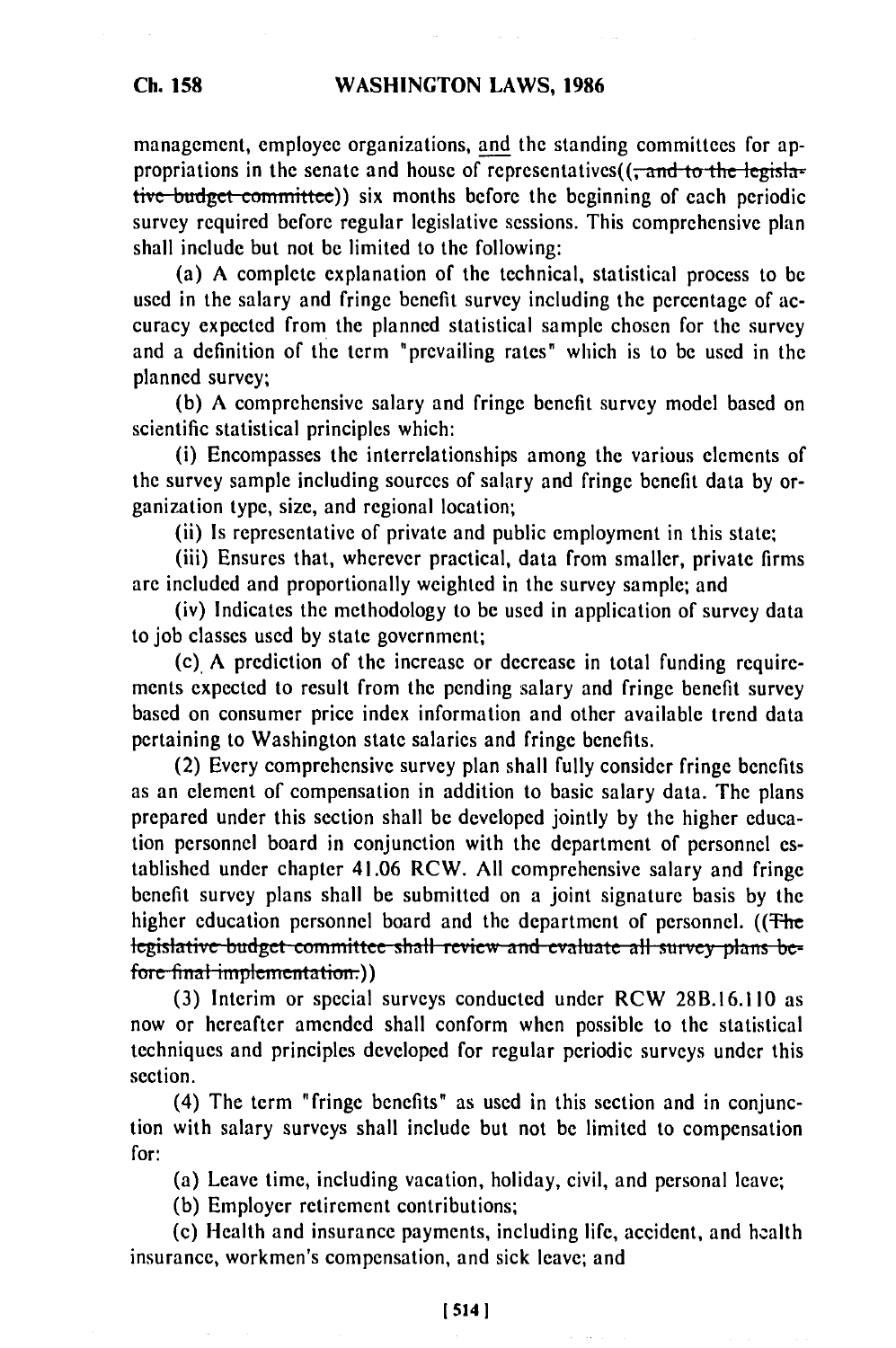management, employee organizations, and the standing committees for appropriations in the senate and house of representatives((, and to the legislative budget committee)) six months before the beginning of each periodic survey required before regular legislative sessions. This comprehensive plan shall include but not be limited to the following:

(a) A complete explanation of the technical, statistical process to be used in the salary and fringe benefit survey including the percentage of accuracy expected from the planned statistical sample chosen for the survey and a definition of the term "prevailing rates" which is to be used in the planned survey;

(b) A comprehensive salary and fringe benefit survey model based on scientific statistical principles which:

(i) Encompasses the interrelationships among the various elements of the survey sample including sources of salary and fringe benefit data by organization type, size, and regional location;

(ii) Is representative of private and public employment in this state;

(iii) Ensures that, wherever practical, data from smaller, private firms are included and proportionally weighted in the survey sample; and

(iv) Indicates the methodology to be used in application of survey data to job classes used by state government;

(c) A prediction of the increase or decrease in total funding requirements expected to result from the pending salary and fringe benefit survey based on consumer price index information and other available trend data pertaining to Washington state salaries and fringe benefits.

(2) Every comprehensive survey plan shall fully consider fringe benefits as an element of compensation in addition to basic salary data. The plans prepared under this section shall be developed jointly by the higher education personnel board in conjunction with the department of personnel established under chapter 41.06 RCW. All comprehensive salary and fringe benefit survey plans shall be submitted on a joint signature basis by the higher education personnel board and the department of personnel. ((~~The legislative budget committee shall review and evaluate all survey plans before final implementation.~~))

(3) Interim or special surveys conducted under RCW 28B.16.110 as now or hereafter amended shall conform when possible to the statistical techniques and principles developed for regular periodic surveys under this section.

(4) The term "fringe benefits" as used in this section and in conjunction with salary surveys shall include but not be limited to compensation for:

(a) Leave time, including vacation, holiday, civil, and personal leave;

(b) Employer retirement contributions;

(c) Health and insurance payments, including life, accident, and health insurance, workmen's compensation, and sick leave; and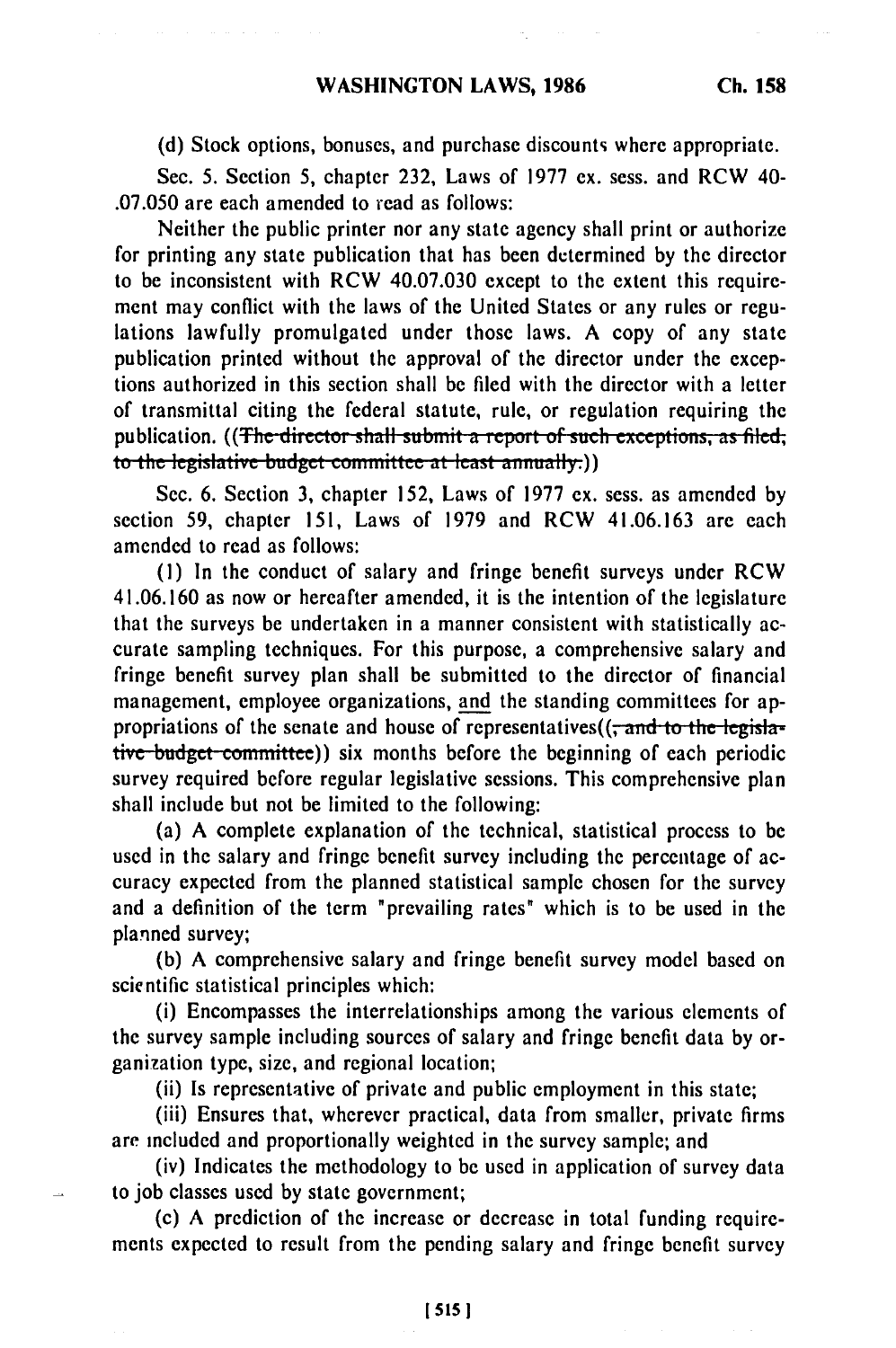(d) Stock options, bonuses, and purchase discounts where appropriate.

Sec. 5. Section 5, chapter 232, Laws of 1977 ex. sess. and RCW 40-.07.050 are each amended to read as follows:

Neither the public printer nor any state agency shall print or authorize for printing any state publication that has been determined by the director to be inconsistent with RCW 40.07.030 except to the extent this requirement may conflict with the laws of the United States or any rules or regulations lawfully promulgated under those laws. A copy of any state publication printed without the approval of the director under the exceptions authorized in this section shall be filed with the director with a letter of transmittal citing the federal statute, rule, or regulation requiring the publication. ((~~The director shall submit a report of such exceptions, as filed, to the legislative budget committee at least annually.~~))

Sec. 6. Section 3, chapter 152, Laws of 1977 ex. sess. as amended by section 59, chapter 151, Laws of 1979 and RCW 41.06.163 are each amended to read as follows:

(1) In the conduct of salary and fringe benefit surveys under RCW 41.06.160 as now or hereafter amended, it is the intention of the legislature that the surveys be undertaken in a manner consistent with statistically accurate sampling techniques. For this purpose, a comprehensive salary and fringe benefit survey plan shall be submitted to the director of financial management, employee organizations, and the standing committees for appropriations of the senate and house of representatives((~~, and to the legislative budget committee~~)) six months before the beginning of each periodic survey required before regular legislative sessions. This comprehensive plan shall include but not be limited to the following:

(a) A complete explanation of the technical, statistical process to be used in the salary and fringe benefit survey including the percentage of accuracy expected from the planned statistical sample chosen for the survey and a definition of the term "prevailing rates" which is to be used in the planned survey;

(b) A comprehensive salary and fringe benefit survey model based on scientific statistical principles which:

(i) Encompasses the interrelationships among the various elements of the survey sample including sources of salary and fringe benefit data by organization type, size, and regional location;

(ii) Is representative of private and public employment in this state;

(iii) Ensures that, wherever practical, data from smaller, private firms are included and proportionally weighted in the survey sample; and

(iv) Indicates the methodology to be used in application of survey data to job classes used by state government;

(c) A prediction of the increase or decrease in total funding requirements expected to result from the pending salary and fringe benefit survey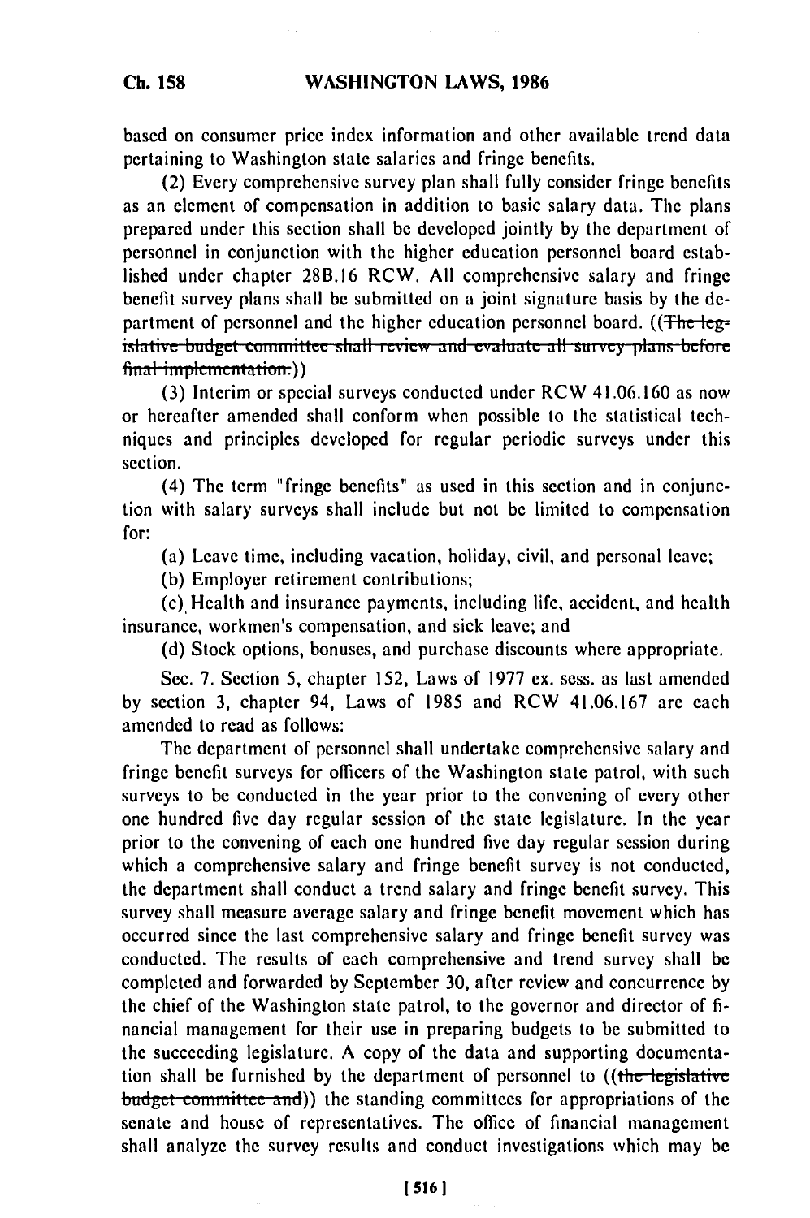based on consumer price index information and other available trend data pertaining to Washington state salaries and fringe benefits.

(2) Every comprehensive survey plan shall fully consider fringe benefits as an element of compensation in addition to basic salary data. The plans prepared under this section shall be developed jointly by the department of personnel in conjunction with the higher education personnel board established under chapter 28B.16 RCW. All comprehensive salary and fringe benefit survey plans shall be submitted on a joint signature basis by the department of personnel and the higher education personnel board. ((~~The legislative budget committee shall review and evaluate all survey plans before final implementation.~~))

(3) Interim or special surveys conducted under RCW 41.06.160 as now or hereafter amended shall conform when possible to the statistical techniques and principles developed for regular periodic surveys under this section.

(4) The term "fringe benefits" as used in this section and in conjunction with salary surveys shall include but not be limited to compensation for:

(a) Leave time, including vacation, holiday, civil, and personal leave;

(b) Employer retirement contributions;

(c) Health and insurance payments, including life, accident, and health insurance, workmen's compensation, and sick leave; and

(d) Stock options, bonuses, and purchase discounts where appropriate.

Sec. 7. Section 5, chapter 152, Laws of 1977 ex. sess. as last amended by section 3, chapter 94, Laws of 1985 and RCW 41.06.167 are each amended to read as follows:

The department of personnel shall undertake comprehensive salary and fringe benefit surveys for officers of the Washington state patrol, with such surveys to be conducted in the year prior to the convening of every other one hundred five day regular session of the state legislature. In the year prior to the convening of each one hundred five day regular session during which a comprehensive salary and fringe benefit survey is not conducted, the department shall conduct a trend salary and fringe benefit survey. This survey shall measure average salary and fringe benefit movement which has occurred since the last comprehensive salary and fringe benefit survey was conducted. The results of each comprehensive and trend survey shall be completed and forwarded by September 30, after review and concurrence by the chief of the Washington state patrol, to the governor and director of financial management for their use in preparing budgets to be submitted to the succeeding legislature. A copy of the data and supporting documentation shall be furnished by the department of personnel to ((~~the legislative budget committee and~~)) the standing committees for appropriations of the senate and house of representatives. The office of financial management shall analyze the survey results and conduct investigations which may be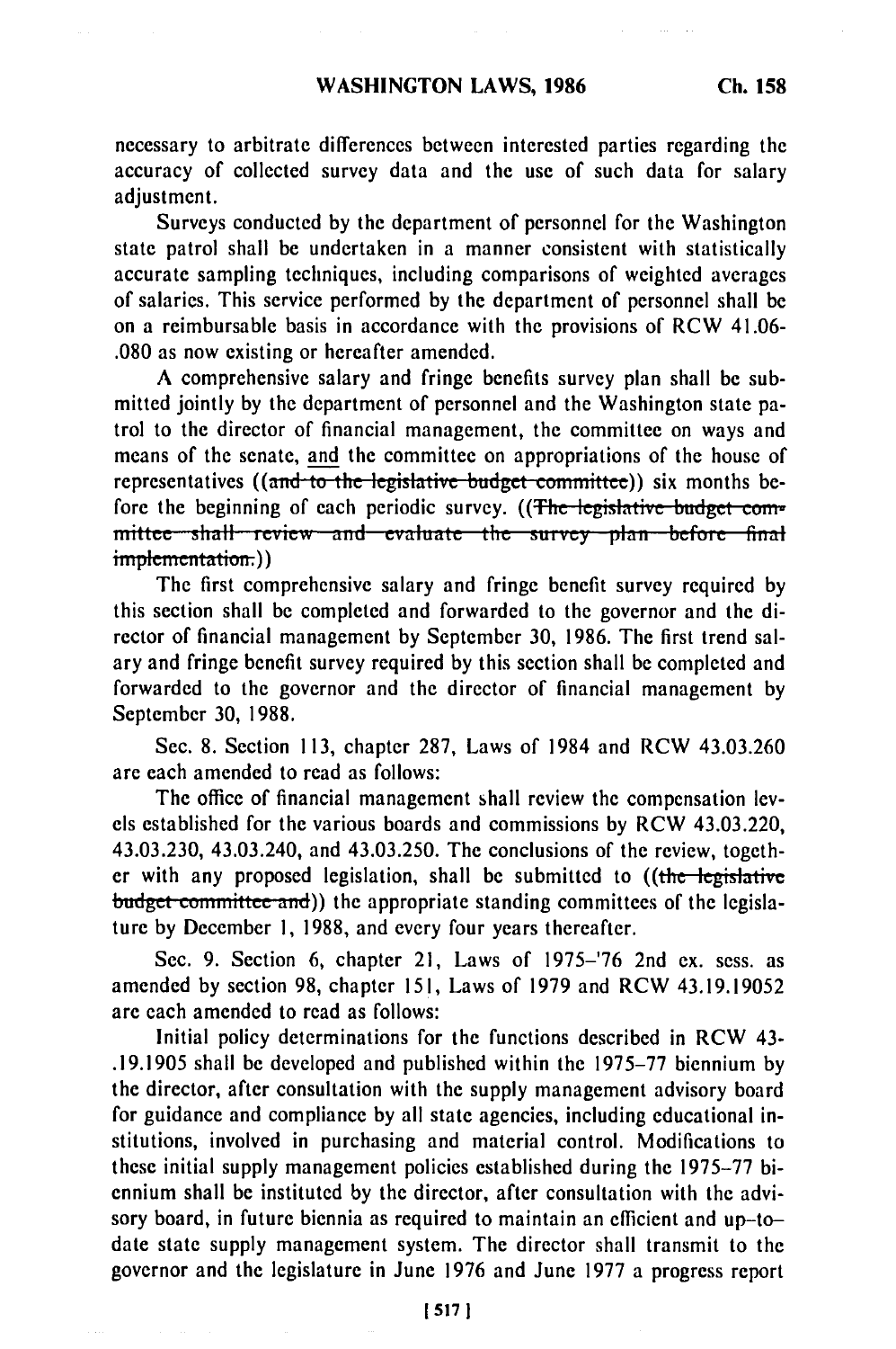necessary to arbitrate differences between interested parties regarding the accuracy of collected survey data and the use of such data for salary adjustment.

Surveys conducted by the department of personnel for the Washington state patrol shall be undertaken in a manner consistent with statistically accurate sampling techniques, including comparisons of weighted averages of salaries. This service performed by the department of personnel shall be on a reimbursable basis in accordance with the provisions of RCW 41.06-.080 as now existing or hereafter amended.

A comprehensive salary and fringe benefits survey plan shall be submitted jointly by the department of personnel and the Washington state patrol to the director of financial management, the committee on ways and means of the senate, and the committee on appropriations of the house of representatives ((~~and to the legislative budget committee~~)) six months before the beginning of each periodic survey. ((~~The legislative budget committee shall review and evaluate the survey plan before final implementation.~~))

The first comprehensive salary and fringe benefit survey required by this section shall be completed and forwarded to the governor and the director of financial management by September 30, 1986. The first trend salary and fringe benefit survey required by this section shall be completed and forwarded to the governor and the director of financial management by September 30, 1988.

Sec. 8. Section 113, chapter 287, Laws of 1984 and RCW 43.03.260 are each amended to read as follows:

The office of financial management shall review the compensation levels established for the various boards and commissions by RCW 43.03.220, 43.03.230, 43.03.240, and 43.03.250. The conclusions of the review, together with any proposed legislation, shall be submitted to ((~~the legislative budget committee and~~)) the appropriate standing committees of the legislature by December 1, 1988, and every four years thereafter.

Sec. 9. Section 6, chapter 21, Laws of 1975-'76 2nd ex. sess. as amended by section 98, chapter 151, Laws of 1979 and RCW 43.19.19052 are each amended to read as follows:

Initial policy determinations for the functions described in RCW 43-.19.1905 shall be developed and published within the 1975-77 biennium by the director, after consultation with the supply management advisory board for guidance and compliance by all state agencies, including educational institutions, involved in purchasing and material control. Modifications to these initial supply management policies established during the 1975-77 biennium shall be instituted by the director, after consultation with the advisory board, in future biennia as required to maintain an efficient and up-to-date state supply management system. The director shall transmit to the governor and the legislature in June 1976 and June 1977 a progress report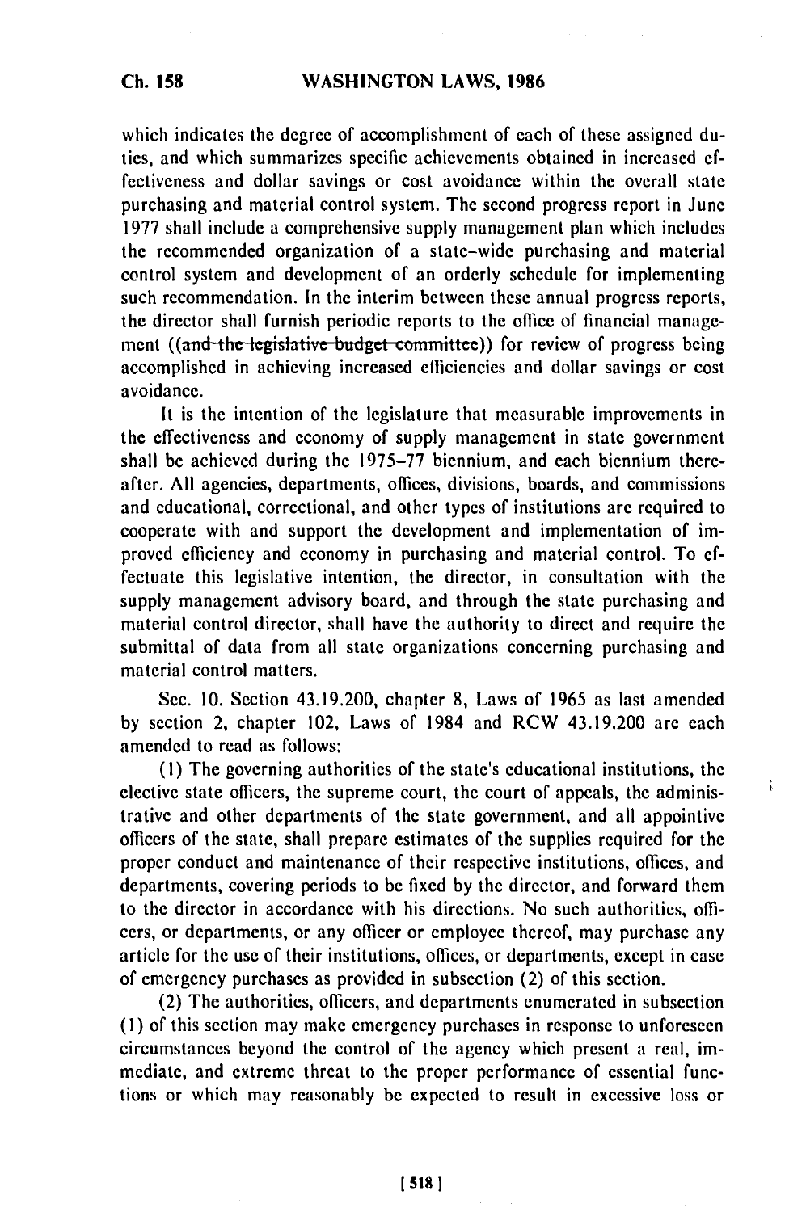which indicates the degree of accomplishment of each of these assigned duties, and which summarizes specific achievements obtained in increased effectiveness and dollar savings or cost avoidance within the overall state purchasing and material control system. The second progress report in June 1977 shall include a comprehensive supply management plan which includes the recommended organization of a state-wide purchasing and material control system and development of an orderly schedule for implementing such recommendation. In the interim between these annual progress reports, the director shall furnish periodic reports to the office of financial management ((~~and the legislative budget committee~~)) for review of progress being accomplished in achieving increased efficiencies and dollar savings or cost avoidance.

It is the intention of the legislature that measurable improvements in the effectiveness and economy of supply management in state government shall be achieved during the 1975-77 biennium, and each biennium thereafter. All agencies, departments, offices, divisions, boards, and commissions and educational, correctional, and other types of institutions are required to cooperate with and support the development and implementation of improved efficiency and economy in purchasing and material control. To effectuate this legislative intention, the director, in consultation with the supply management advisory board, and through the state purchasing and material control director, shall have the authority to direct and require the submittal of data from all state organizations concerning purchasing and material control matters.

Sec. 10. Section 43.19.200, chapter 8, Laws of 1965 as last amended by section 2, chapter 102, Laws of 1984 and RCW 43.19.200 are each amended to read as follows:

(1) The governing authorities of the state's educational institutions, the elective state officers, the supreme court, the court of appeals, the administrative and other departments of the state government, and all appointive officers of the state, shall prepare estimates of the supplies required for the proper conduct and maintenance of their respective institutions, offices, and departments, covering periods to be fixed by the director, and forward them to the director in accordance with his directions. No such authorities, officers, or departments, or any officer or employee thereof, may purchase any article for the use of their institutions, offices, or departments, except in case of emergency purchases as provided in subsection (2) of this section.

(2) The authorities, officers, and departments enumerated in subsection (1) of this section may make emergency purchases in response to unforeseen circumstances beyond the control of the agency which present a real, immediate, and extreme threat to the proper performance of essential functions or which may reasonably be expected to result in excessive loss or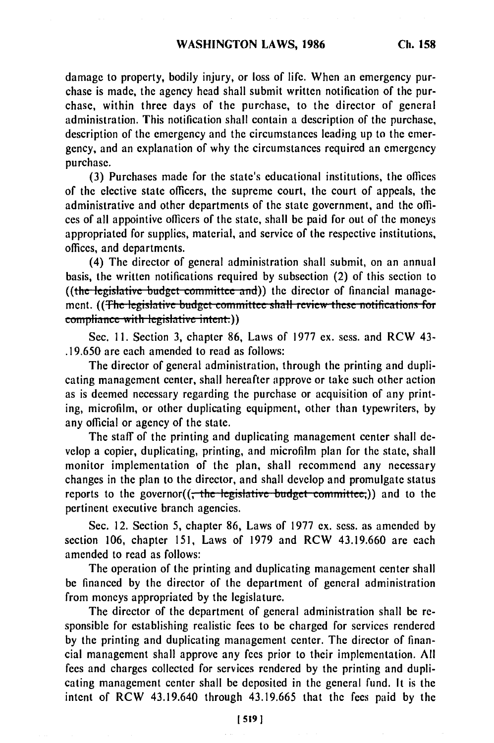damage to property, bodily injury, or loss of life. When an emergency purchase is made, the agency head shall submit written notification of the purchase, within three days of the purchase, to the director of general administration. This notification shall contain a description of the purchase, description of the emergency and the circumstances leading up to the emergency, and an explanation of why the circumstances required an emergency purchase.

(3) Purchases made for the state's educational institutions, the offices of the elective state officers, the supreme court, the court of appeals, the administrative and other departments of the state government, and the offices of all appointive officers of the state, shall be paid for out of the moneys appropriated for supplies, material, and service of the respective institutions, offices, and departments.

(4) The director of general administration shall submit, on an annual basis, the written notifications required by subsection (2) of this section to ((~~the legislative budget committee and~~)) the director of financial management. ((~~The legislative budget committee shall review these notifications for compliance with legislative intent.~~))

Sec. 11. Section 3, chapter 86, Laws of 1977 ex. sess. and RCW 43.19.650 are each amended to read as follows:

The director of general administration, through the printing and duplicating management center, shall hereafter approve or take such other action as is deemed necessary regarding the purchase or acquisition of any printing, microfilm, or other duplicating equipment, other than typewriters, by any official or agency of the state.

The staff of the printing and duplicating management center shall develop a copier, duplicating, printing, and microfilm plan for the state, shall monitor implementation of the plan, shall recommend any necessary changes in the plan to the director, and shall develop and promulgate status reports to the governor((~~, the legislative budget committee,~~)) and to the pertinent executive branch agencies.

Sec. 12. Section 5, chapter 86, Laws of 1977 ex. sess. as amended by section 106, chapter 151, Laws of 1979 and RCW 43.19.660 are each amended to read as follows:

The operation of the printing and duplicating management center shall be financed by the director of the department of general administration from moneys appropriated by the legislature.

The director of the department of general administration shall be responsible for establishing realistic fees to be charged for services rendered by the printing and duplicating management center. The director of financial management shall approve any fees prior to their implementation. All fees and charges collected for services rendered by the printing and duplicating management center shall be deposited in the general fund. It is the intent of RCW 43.19.640 through 43.19.665 that the fees paid by the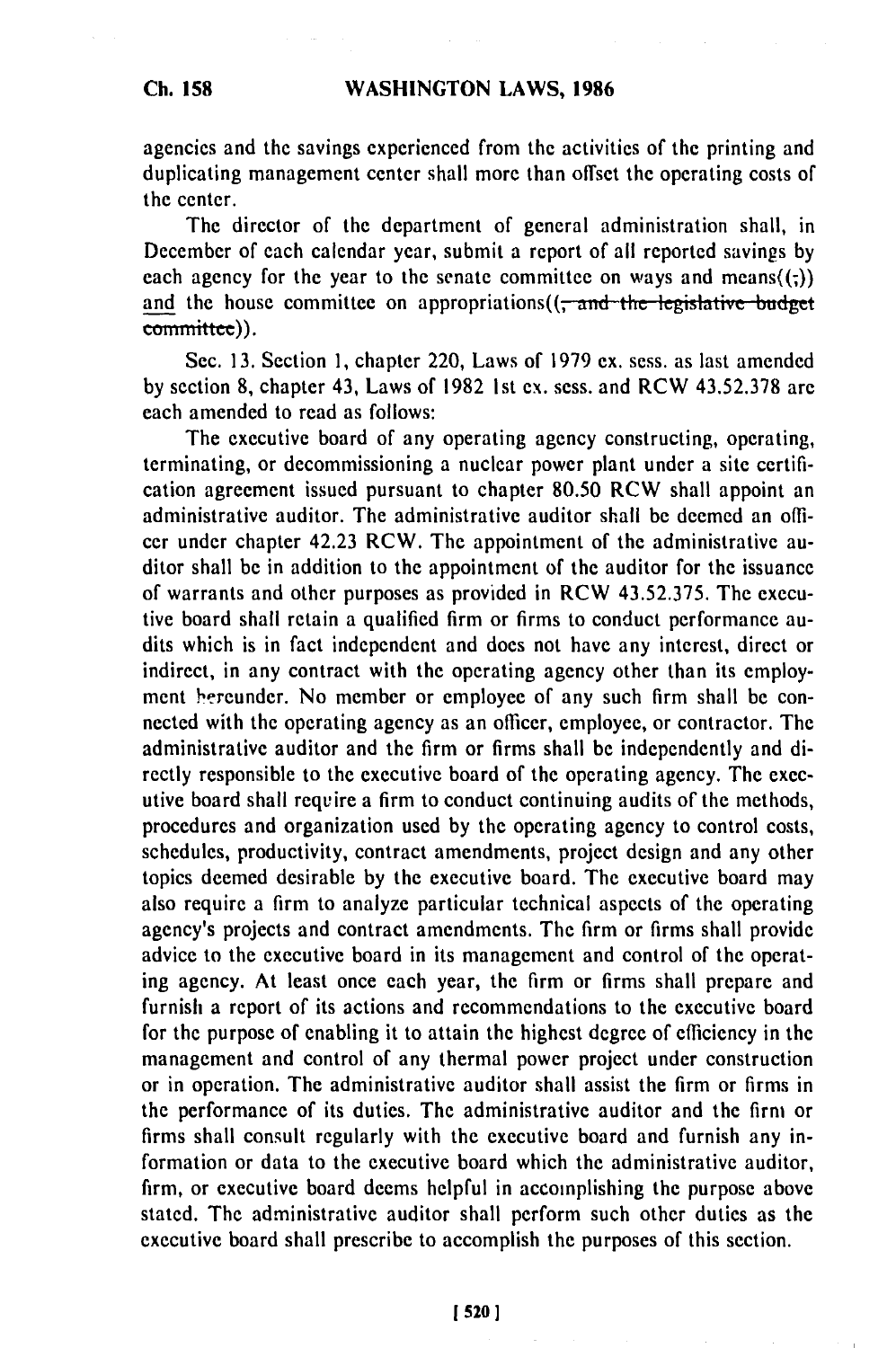agencies and the savings experienced from the activities of the printing and duplicating management center shall more than offset the operating costs of the center.

The director of the department of general administration shall, in December of each calendar year, submit a report of all reported savings by each agency for the year to the senate committee on ways and means((;)) and the house committee on appropriations((~~, and the legislative budget committee~~)).

Sec. 13. Section 1, chapter 220, Laws of 1979 ex. sess. as last amended by section 8, chapter 43, Laws of 1982 1st ex. sess. and RCW 43.52.378 are each amended to read as follows:

The executive board of any operating agency constructing, operating, terminating, or decommissioning a nuclear power plant under a site certification agreement issued pursuant to chapter 80.50 RCW shall appoint an administrative auditor. The administrative auditor shall be deemed an officer under chapter 42.23 RCW. The appointment of the administrative auditor shall be in addition to the appointment of the auditor for the issuance of warrants and other purposes as provided in RCW 43.52.375. The executive board shall retain a qualified firm or firms to conduct performance audits which is in fact independent and does not have any interest, direct or indirect, in any contract with the operating agency other than its employment hereunder. No member or employee of any such firm shall be connected with the operating agency as an officer, employee, or contractor. The administrative auditor and the firm or firms shall be independently and directly responsible to the executive board of the operating agency. The executive board shall require a firm to conduct continuing audits of the methods, procedures and organization used by the operating agency to control costs, schedules, productivity, contract amendments, project design and any other topics deemed desirable by the executive board. The executive board may also require a firm to analyze particular technical aspects of the operating agency's projects and contract amendments. The firm or firms shall provide advice to the executive board in its management and control of the operating agency. At least once each year, the firm or firms shall prepare and furnish a report of its actions and recommendations to the executive board for the purpose of enabling it to attain the highest degree of efficiency in the management and control of any thermal power project under construction or in operation. The administrative auditor shall assist the firm or firms in the performance of its duties. The administrative auditor and the firm or firms shall consult regularly with the executive board and furnish any information or data to the executive board which the administrative auditor, firm, or executive board deems helpful in accomplishing the purpose above stated. The administrative auditor shall perform such other duties as the executive board shall prescribe to accomplish the purposes of this section.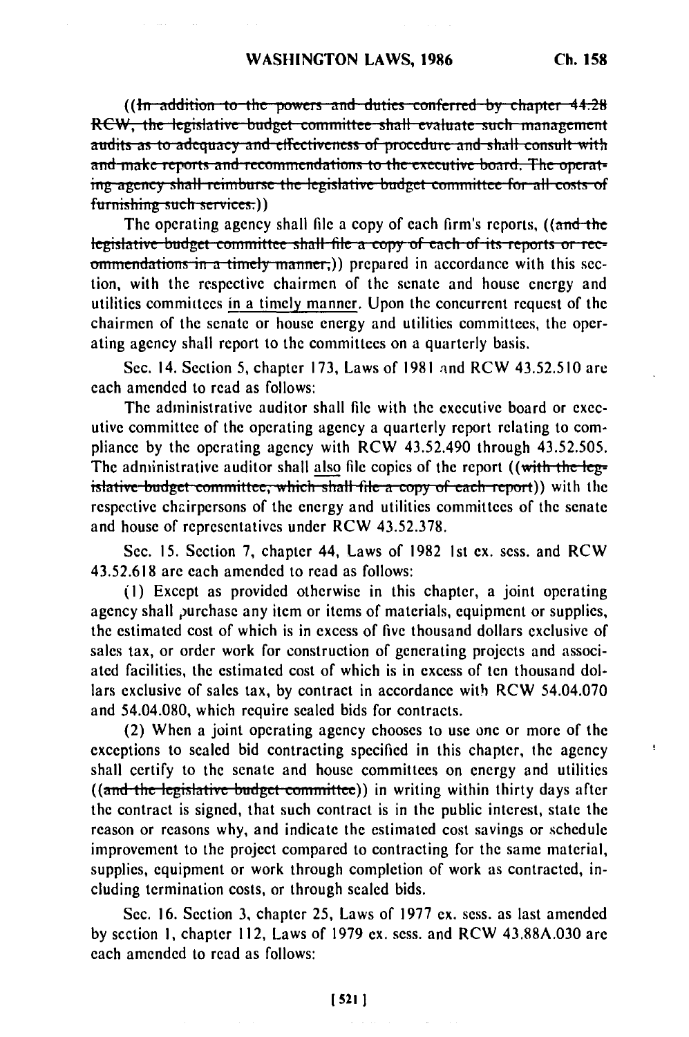((~~In addition to the powers and duties conferred by chapter 44.28 RCW, the legislative budget committee shall evaluate such management audits as to adequacy and effectiveness of procedure and shall consult with and make reports and recommendations to the executive board. The operating agency shall reimburse the legislative budget committee for all costs of furnishing such services.~~))

The operating agency shall file a copy of each firm's reports, ((~~and the legislative budget committee shall file a copy of each of its reports or recommendations in a timely manner,~~)) prepared in accordance with this section, with the respective chairmen of the senate and house energy and utilities committees in a timely manner. Upon the concurrent request of the chairmen of the senate or house energy and utilities committees, the operating agency shall report to the committees on a quarterly basis.

Sec. 14. Section 5, chapter 173, Laws of 1981 and RCW 43.52.510 are each amended to read as follows:

The administrative auditor shall file with the executive board or executive committee of the operating agency a quarterly report relating to compliance by the operating agency with RCW 43.52.490 through 43.52.505. The administrative auditor shall also file copies of the report ((~~with the legislative budget committee, which shall file a copy of each report~~)) with the respective chairpersons of the energy and utilities committees of the senate and house of representatives under RCW 43.52.378.

Sec. 15. Section 7, chapter 44, Laws of 1982 1st ex. sess. and RCW 43.52.618 are each amended to read as follows:

(1) Except as provided otherwise in this chapter, a joint operating agency shall purchase any item or items of materials, equipment or supplies, the estimated cost of which is in excess of five thousand dollars exclusive of sales tax, or order work for construction of generating projects and associated facilities, the estimated cost of which is in excess of ten thousand dollars exclusive of sales tax, by contract in accordance with RCW 54.04.070 and 54.04.080, which require sealed bids for contracts.

(2) When a joint operating agency chooses to use one or more of the exceptions to sealed bid contracting specified in this chapter, the agency shall certify to the senate and house committees on energy and utilities ((~~and the legislative budget committee~~)) in writing within thirty days after the contract is signed, that such contract is in the public interest, state the reason or reasons why, and indicate the estimated cost savings or schedule improvement to the project compared to contracting for the same material, supplies, equipment or work through completion of work as contracted, including termination costs, or through sealed bids.

Sec. 16. Section 3, chapter 25, Laws of 1977 ex. sess. as last amended by section 1, chapter 112, Laws of 1979 ex. sess. and RCW 43.88A.030 are each amended to read as follows: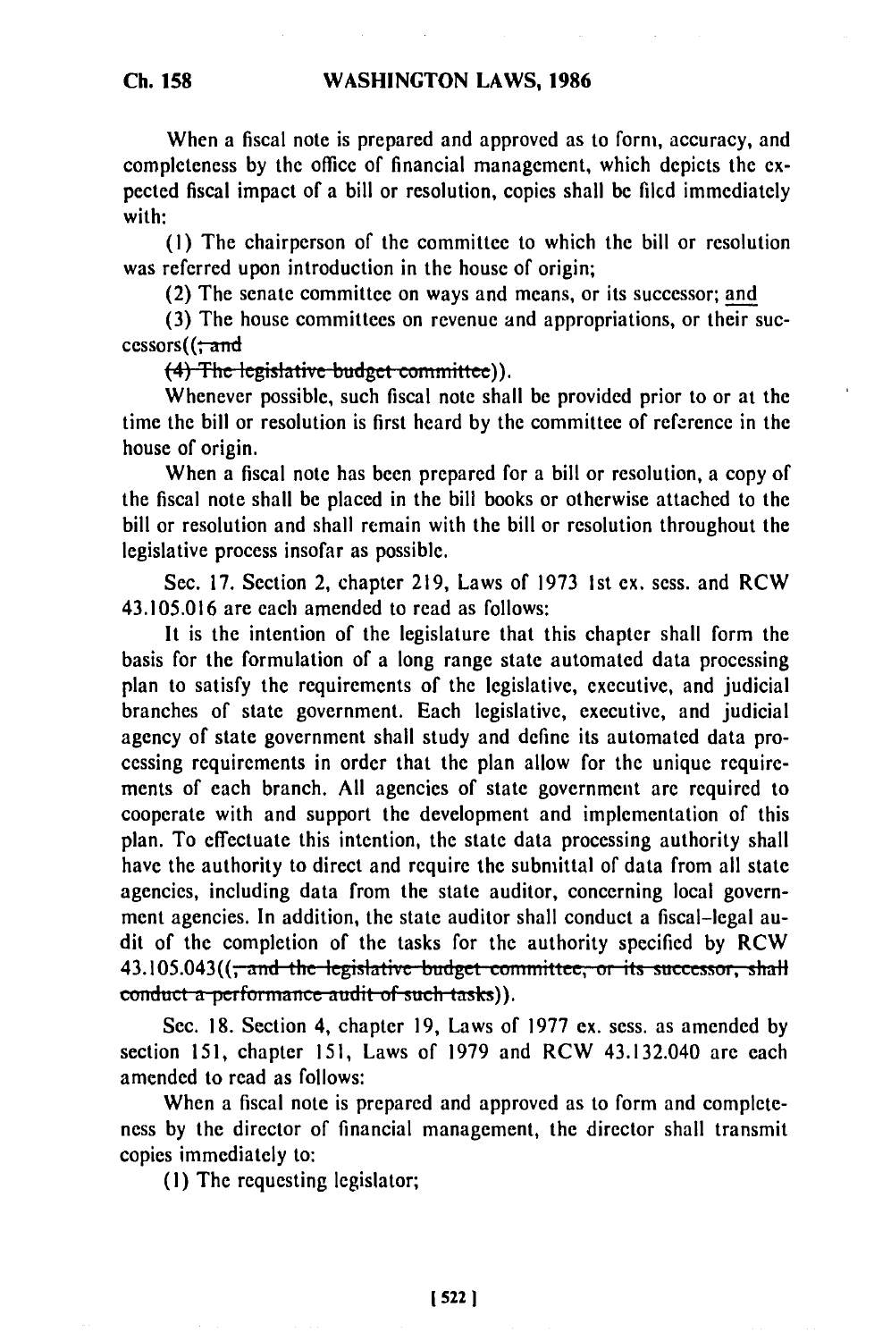When a fiscal note is prepared and approved as to form, accuracy, and completeness by the office of financial management, which depicts the expected fiscal impact of a bill or resolution, copies shall be filed immediately with:

(1) The chairperson of the committee to which the bill or resolution was referred upon introduction in the house of origin;

(2) The senate committee on ways and means, or its successor; and

(3) The house committees on revenue and appropriations, or their successors((~~; and~~

~~(4) The legislative budget committee~~)).

Whenever possible, such fiscal note shall be provided prior to or at the time the bill or resolution is first heard by the committee of reference in the house of origin.

When a fiscal note has been prepared for a bill or resolution, a copy of the fiscal note shall be placed in the bill books or otherwise attached to the bill or resolution and shall remain with the bill or resolution throughout the legislative process insofar as possible.

Sec. 17. Section 2, chapter 219, Laws of 1973 1st ex. sess. and RCW 43.105.016 are each amended to read as follows:

It is the intention of the legislature that this chapter shall form the basis for the formulation of a long range state automated data processing plan to satisfy the requirements of the legislative, executive, and judicial branches of state government. Each legislative, executive, and judicial agency of state government shall study and define its automated data processing requirements in order that the plan allow for the unique requirements of each branch. All agencies of state government are required to cooperate with and support the development and implementation of this plan. To effectuate this intention, the state data processing authority shall have the authority to direct and require the submittal of data from all state agencies, including data from the state auditor, concerning local government agencies. In addition, the state auditor shall conduct a fiscal-legal audit of the completion of the tasks for the authority specified by RCW 43.105.043((~~, and the legislative budget committee, or its successor, shall conduct a performance audit of such tasks~~)).

Sec. 18. Section 4, chapter 19, Laws of 1977 ex. sess. as amended by section 151, chapter 151, Laws of 1979 and RCW 43.132.040 are each amended to read as follows:

When a fiscal note is prepared and approved as to form and completeness by the director of financial management, the director shall transmit copies immediately to:

(1) The requesting legislator;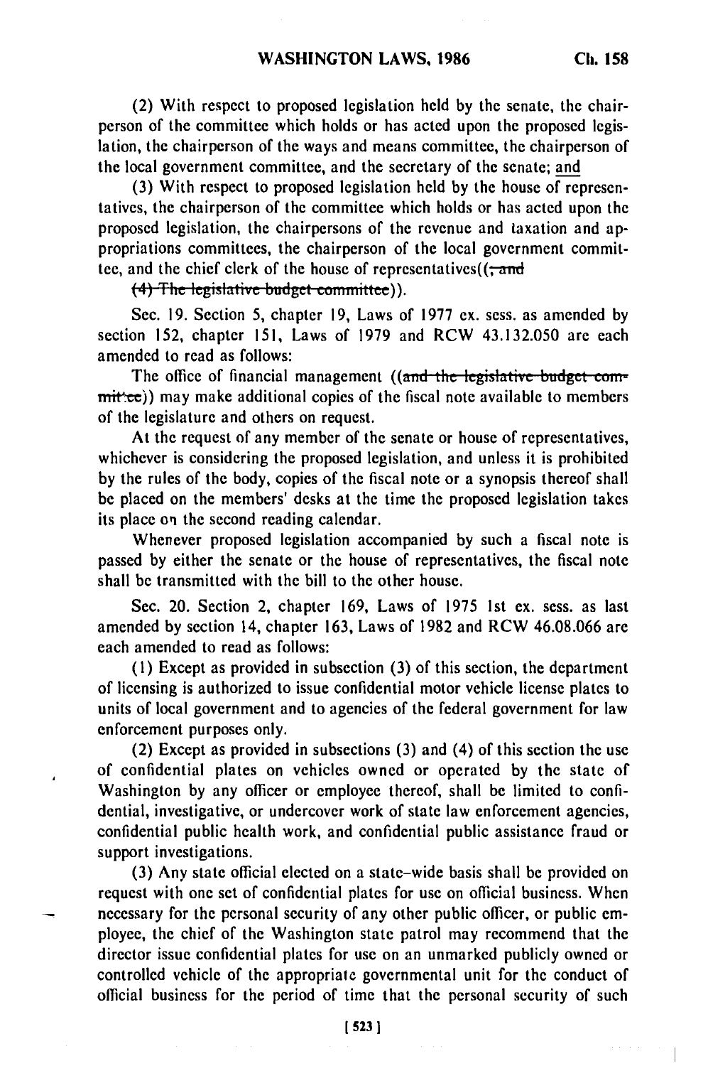(2) With respect to proposed legislation held by the senate, the chairperson of the committee which holds or has acted upon the proposed legislation, the chairperson of the ways and means committee, the chairperson of the local government committee, and the secretary of the senate; and

(3) With respect to proposed legislation held by the house of representatives, the chairperson of the committee which holds or has acted upon the proposed legislation, the chairpersons of the revenue and taxation and appropriations committees, the chairperson of the local government committee, and the chief clerk of the house of representatives((~~; and~~

~~(4) The legislative budget committee~~)).

Sec. 19. Section 5, chapter 19, Laws of 1977 ex. sess. as amended by section 152, chapter 151, Laws of 1979 and RCW 43.132.050 are each amended to read as follows:

The office of financial management ((~~and the legislative budget committee~~)) may make additional copies of the fiscal note available to members of the legislature and others on request.

At the request of any member of the senate or house of representatives, whichever is considering the proposed legislation, and unless it is prohibited by the rules of the body, copies of the fiscal note or a synopsis thereof shall be placed on the members' desks at the time the proposed legislation takes its place on the second reading calendar.

Whenever proposed legislation accompanied by such a fiscal note is passed by either the senate or the house of representatives, the fiscal note shall be transmitted with the bill to the other house.

Sec. 20. Section 2, chapter 169, Laws of 1975 1st ex. sess. as last amended by section 14, chapter 163, Laws of 1982 and RCW 46.08.066 are each amended to read as follows:

(1) Except as provided in subsection (3) of this section, the department of licensing is authorized to issue confidential motor vehicle license plates to units of local government and to agencies of the federal government for law enforcement purposes only.

(2) Except as provided in subsections (3) and (4) of this section the use of confidential plates on vehicles owned or operated by the state of Washington by any officer or employee thereof, shall be limited to confidential, investigative, or undercover work of state law enforcement agencies, confidential public health work, and confidential public assistance fraud or support investigations.

(3) Any state official elected on a state-wide basis shall be provided on request with one set of confidential plates for use on official business. When necessary for the personal security of any other public officer, or public employee, the chief of the Washington state patrol may recommend that the director issue confidential plates for use on an unmarked publicly owned or controlled vehicle of the appropriate governmental unit for the conduct of official business for the period of time that the personal security of such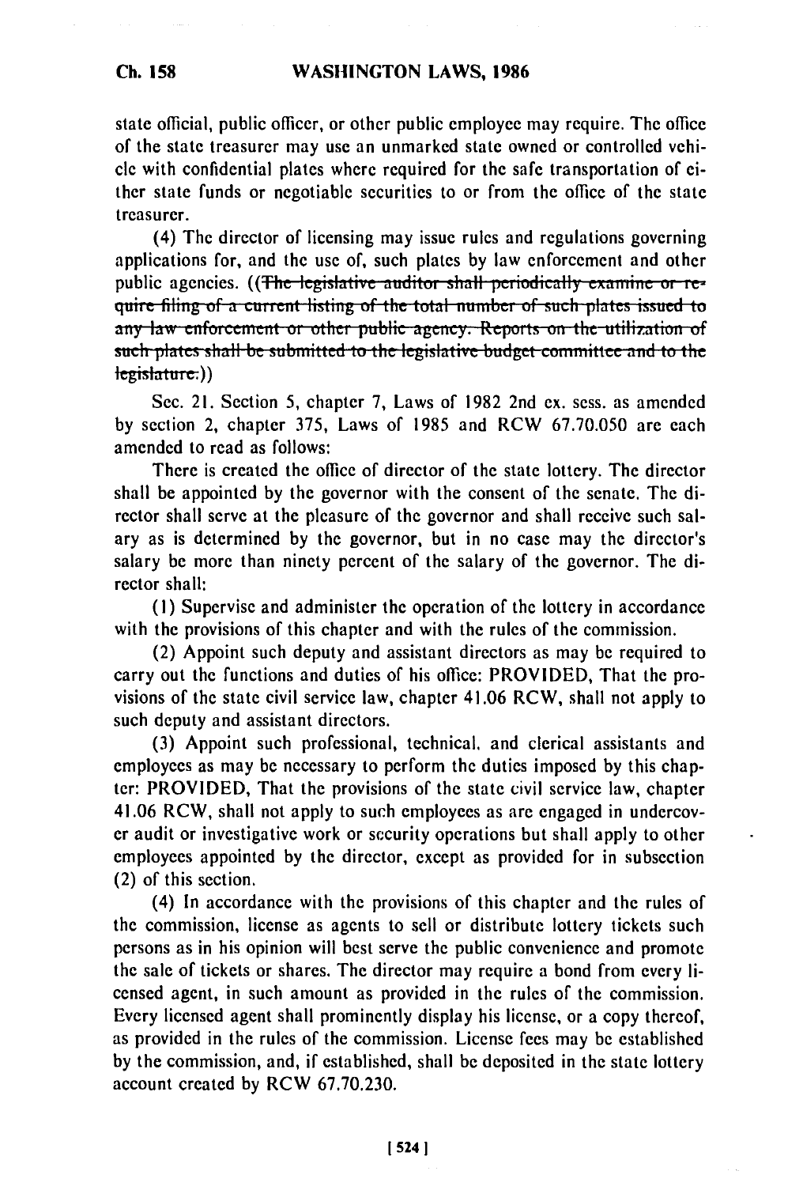state official, public officer, or other public employee may require. The office of the state treasurer may use an unmarked state owned or controlled vehicle with confidential plates where required for the safe transportation of either state funds or negotiable securities to or from the office of the state treasurer.

(4) The director of licensing may issue rules and regulations governing applications for, and the use of, such plates by law enforcement and other public agencies. ((~~The legislative auditor shall periodically examine or require filing of a current listing of the total number of such plates issued to any law enforcement or other public agency. Reports on the utilization of such plates shall be submitted to the legislative budget committee and to the legislature.~~))

Sec. 21. Section 5, chapter 7, Laws of 1982 2nd ex. sess. as amended by section 2, chapter 375, Laws of 1985 and RCW 67.70.050 are each amended to read as follows:

There is created the office of director of the state lottery. The director shall be appointed by the governor with the consent of the senate. The director shall serve at the pleasure of the governor and shall receive such salary as is determined by the governor, but in no case may the director's salary be more than ninety percent of the salary of the governor. The director shall:

(1) Supervise and administer the operation of the lottery in accordance with the provisions of this chapter and with the rules of the commission.

(2) Appoint such deputy and assistant directors as may be required to carry out the functions and duties of his office: PROVIDED, That the provisions of the state civil service law, chapter 41.06 RCW, shall not apply to such deputy and assistant directors.

(3) Appoint such professional, technical, and clerical assistants and employees as may be necessary to perform the duties imposed by this chapter: PROVIDED, That the provisions of the state civil service law, chapter 41.06 RCW, shall not apply to such employees as are engaged in undercover audit or investigative work or security operations but shall apply to other employees appointed by the director, except as provided for in subsection (2) of this section.

(4) In accordance with the provisions of this chapter and the rules of the commission, license as agents to sell or distribute lottery tickets such persons as in his opinion will best serve the public convenience and promote the sale of tickets or shares. The director may require a bond from every licensed agent, in such amount as provided in the rules of the commission. Every licensed agent shall prominently display his license, or a copy thereof, as provided in the rules of the commission. License fees may be established by the commission, and, if established, shall be deposited in the state lottery account created by RCW 67.70.230.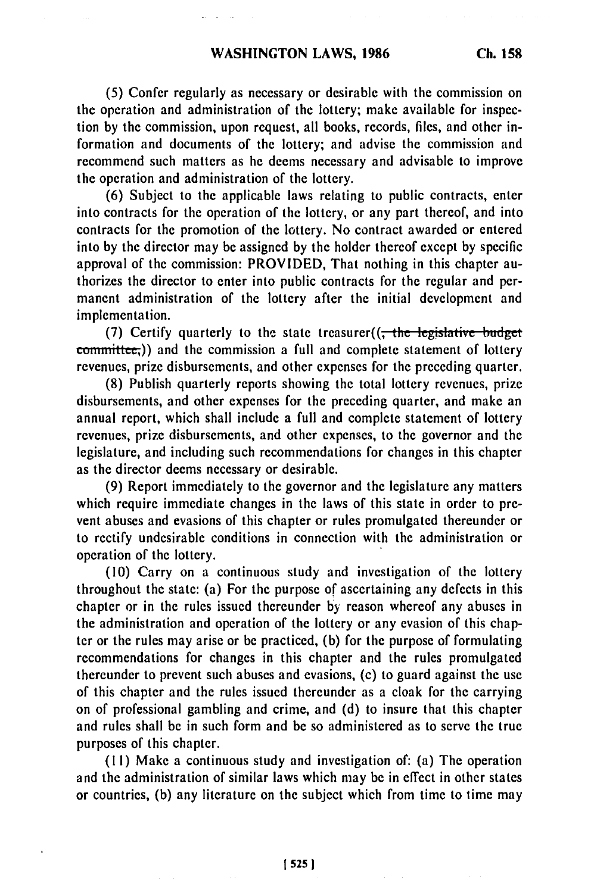(5) Confer regularly as necessary or desirable with the commission on the operation and administration of the lottery; make available for inspection by the commission, upon request, all books, records, files, and other information and documents of the lottery; and advise the commission and recommend such matters as he deems necessary and advisable to improve the operation and administration of the lottery.

(6) Subject to the applicable laws relating to public contracts, enter into contracts for the operation of the lottery, or any part thereof, and into contracts for the promotion of the lottery. No contract awarded or entered into by the director may be assigned by the holder thereof except by specific approval of the commission: PROVIDED, That nothing in this chapter authorizes the director to enter into public contracts for the regular and permanent administration of the lottery after the initial development and implementation.

(7) Certify quarterly to the state treasurer((~~, the legislative budget committee,~~)) and the commission a full and complete statement of lottery revenues, prize disbursements, and other expenses for the preceding quarter.

(8) Publish quarterly reports showing the total lottery revenues, prize disbursements, and other expenses for the preceding quarter, and make an annual report, which shall include a full and complete statement of lottery revenues, prize disbursements, and other expenses, to the governor and the legislature, and including such recommendations for changes in this chapter as the director deems necessary or desirable.

(9) Report immediately to the governor and the legislature any matters which require immediate changes in the laws of this state in order to prevent abuses and evasions of this chapter or rules promulgated thereunder or to rectify undesirable conditions in connection with the administration or operation of the lottery.

(10) Carry on a continuous study and investigation of the lottery throughout the state: (a) For the purpose of ascertaining any defects in this chapter or in the rules issued thereunder by reason whereof any abuses in the administration and operation of the lottery or any evasion of this chapter or the rules may arise or be practiced, (b) for the purpose of formulating recommendations for changes in this chapter and the rules promulgated thereunder to prevent such abuses and evasions, (c) to guard against the use of this chapter and the rules issued thereunder as a cloak for the carrying on of professional gambling and crime, and (d) to insure that this chapter and rules shall be in such form and be so administered as to serve the true purposes of this chapter.

(11) Make a continuous study and investigation of: (a) The operation and the administration of similar laws which may be in effect in other states or countries, (b) any literature on the subject which from time to time may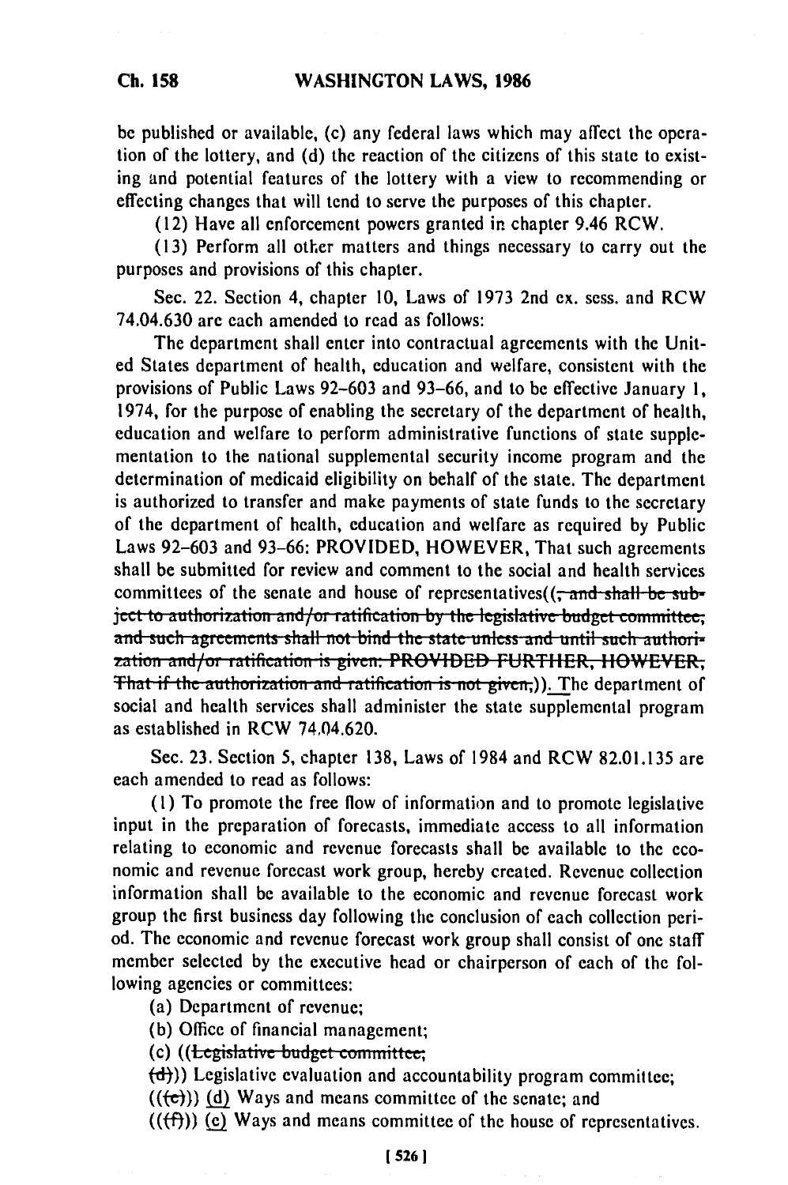be published or available, (c) any federal laws which may affect the operation of the lottery, and (d) the reaction of the citizens of this state to existing and potential features of the lottery with a view to recommending or effecting changes that will tend to serve the purposes of this chapter.

(12) Have all enforcement powers granted in chapter 9.46 RCW.

(13) Perform all other matters and things necessary to carry out the purposes and provisions of this chapter.

Sec. 22. Section 4, chapter 10, Laws of 1973 2nd ex. sess. and RCW 74.04.630 are each amended to read as follows:

The department shall enter into contractual agreements with the United States department of health, education and welfare, consistent with the provisions of Public Laws 92-603 and 93-66, and to be effective January 1, 1974, for the purpose of enabling the secretary of the department of health, education and welfare to perform administrative functions of state supplementation to the national supplemental security income program and the determination of medicaid eligibility on behalf of the state. The department is authorized to transfer and make payments of state funds to the secretary of the department of health, education and welfare as required by Public Laws 92-603 and 93-66: PROVIDED, HOWEVER, That such agreements shall be submitted for review and comment to the social and health services committees of the senate and house of representatives((~~, and shall be subject to authorization and/or ratification by the legislative budget committee, and such agreements shall not bind the state unless and until such authorization and/or ratification is given: PROVIDED FURTHER, HOWEVER, That if the authorization and ratification is not given,~~)). The department of social and health services shall administer the state supplemental program as established in RCW 74.04.620.

Sec. 23. Section 5, chapter 138, Laws of 1984 and RCW 82.01.135 are each amended to read as follows:

(1) To promote the free flow of information and to promote legislative input in the preparation of forecasts, immediate access to all information relating to economic and revenue forecasts shall be available to the economic and revenue forecast work group, hereby created. Revenue collection information shall be available to the economic and revenue forecast work group the first business day following the conclusion of each collection period. The economic and revenue forecast work group shall consist of one staff member selected by the executive head or chairperson of each of the following agencies or committees:

(a) Department of revenue;

(b) Office of financial management;

(c) ((~~Legislative budget committee;~~

~~(d)~~)) Legislative evaluation and accountability program committee;

((~~(e)~~)) (d) Ways and means committee of the senate; and

((~~(f)~~)) (e) Ways and means committee of the house of representatives.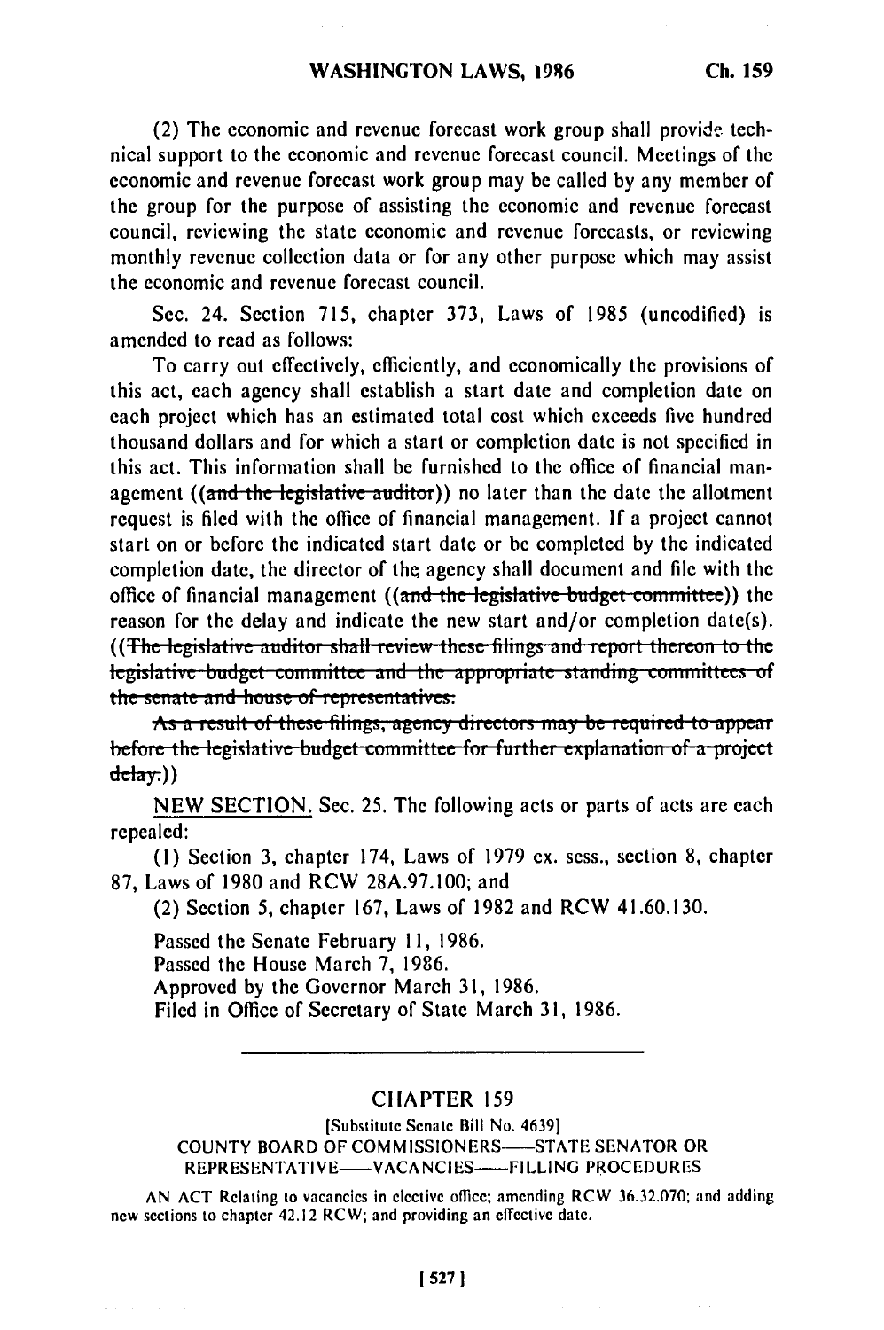(2) The economic and revenue forecast work group shall provide technical support to the economic and revenue forecast council. Meetings of the economic and revenue forecast work group may be called by any member of the group for the purpose of assisting the economic and revenue forecast council, reviewing the state economic and revenue forecasts, or reviewing monthly revenue collection data or for any other purpose which may assist the economic and revenue forecast council.

Sec. 24. Section 715, chapter 373, Laws of 1985 (uncodified) is amended to read as follows:

To carry out effectively, efficiently, and economically the provisions of this act, each agency shall establish a start date and completion date on each project which has an estimated total cost which exceeds five hundred thousand dollars and for which a start or completion date is not specified in this act. This information shall be furnished to the office of financial management ((~~and the legislative auditor~~)) no later than the date the allotment request is filed with the office of financial management. If a project cannot start on or before the indicated start date or be completed by the indicated completion date, the director of the agency shall document and file with the office of financial management ((~~and the legislative budget committee~~)) the reason for the delay and indicate the new start and/or completion date(s). ((~~The legislative auditor shall review these filings and report thereon to the legislative budget committee and the appropriate standing committees of the senate and house of representatives.~~

~~As a result of these filings, agency directors may be required to appear before the legislative budget committee for further explanation of a project delay.~~))

NEW SECTION. Sec. 25. The following acts or parts of acts are each repealed:

(1) Section 3, chapter 174, Laws of 1979 ex. sess., section 8, chapter 87, Laws of 1980 and RCW 28A.97.100; and

(2) Section 5, chapter 167, Laws of 1982 and RCW 41.60.130.

Passed the Senate February 11, 1986.
Passed the House March 7, 1986.
Approved by the Governor March 31, 1986.
Filed in Office of Secretary of State March 31, 1986.

---

## CHAPTER 159

[Substitute Senate Bill No. 4639]

COUNTY BOARD OF COMMISSIONERS——STATE SENATOR OR REPRESENTATIVE——VACANCIES——FILLING PROCEDURES

AN ACT Relating to vacancies in elective office; amending RCW 36.32.070; and adding new sections to chapter 42.12 RCW; and providing an effective date.